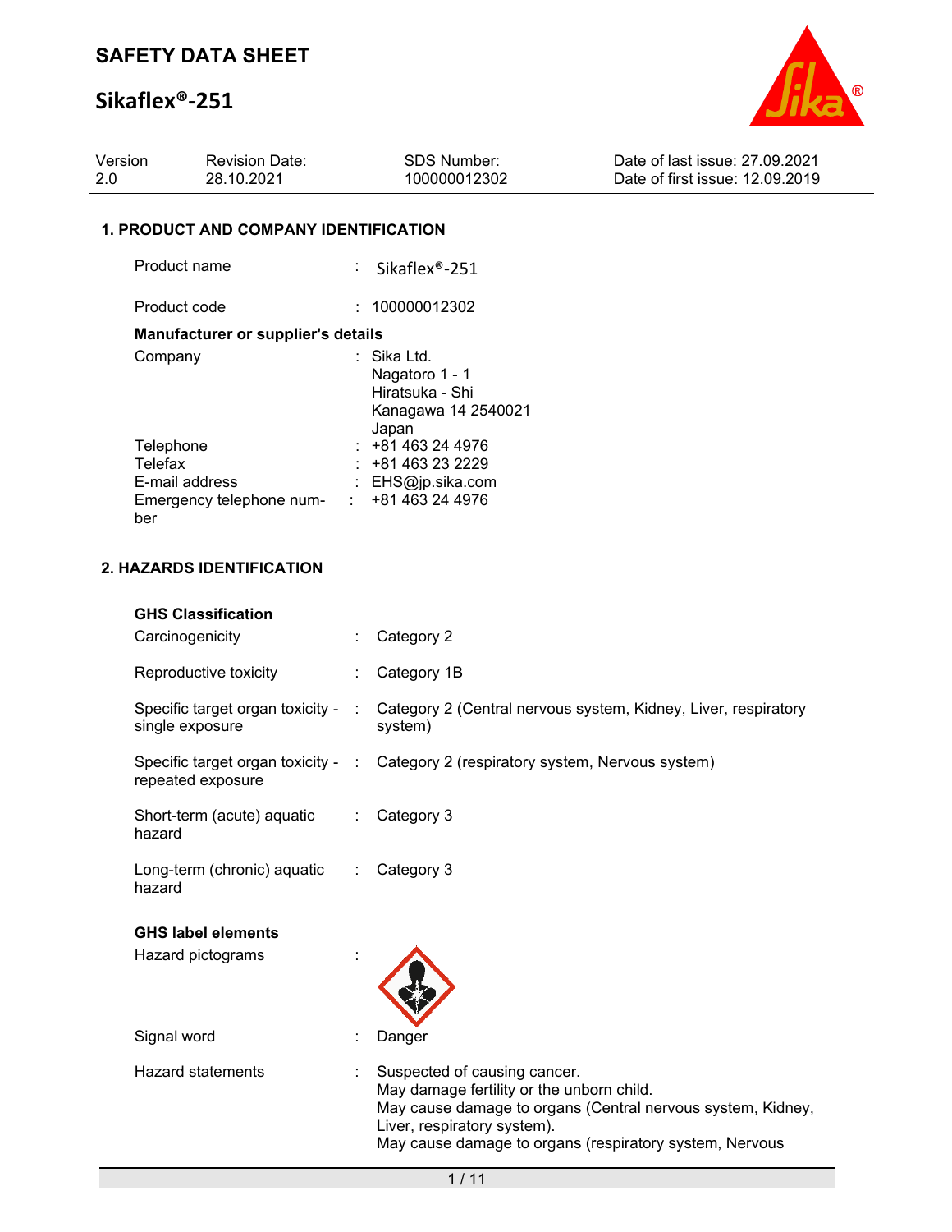# SAFETY DATA SHEET

# Sikaflex®-251

| Version | Revision Date: | SDS Number: | Date of last issue: 27.09.2021 |
|---|---|---|---|
| 2.0 | 28.10.2021 | 100000012302 | Date of first issue: 12.09.2019 |

## 1. PRODUCT AND COMPANY IDENTIFICATION

Product name : Sikaflex®-251

Product code : 100000012302

**Manufacturer or supplier's details**

Company : Sika Ltd.
Nagatoro 1 - 1
Hiratsuka - Shi
Kanagawa 14 2540021
Japan

Telephone : +81 463 24 4976

Telefax : +81 463 23 2229

E-mail address : EHS@jp.sika.com

Emergency telephone number : +81 463 24 4976

## 2. HAZARDS IDENTIFICATION

**GHS Classification**

Carcinogenicity : Category 2

Reproductive toxicity : Category 1B

Specific target organ toxicity - single exposure : Category 2 (Central nervous system, Kidney, Liver, respiratory system)

Specific target organ toxicity - repeated exposure : Category 2 (respiratory system, Nervous system)

Short-term (acute) aquatic hazard : Category 3

Long-term (chronic) aquatic hazard : Category 3

**GHS label elements**

Hazard pictograms :

Signal word : Danger

Hazard statements : Suspected of causing cancer.
May damage fertility or the unborn child.
May cause damage to organs (Central nervous system, Kidney, Liver, respiratory system).
May cause damage to organs (respiratory system, Nervous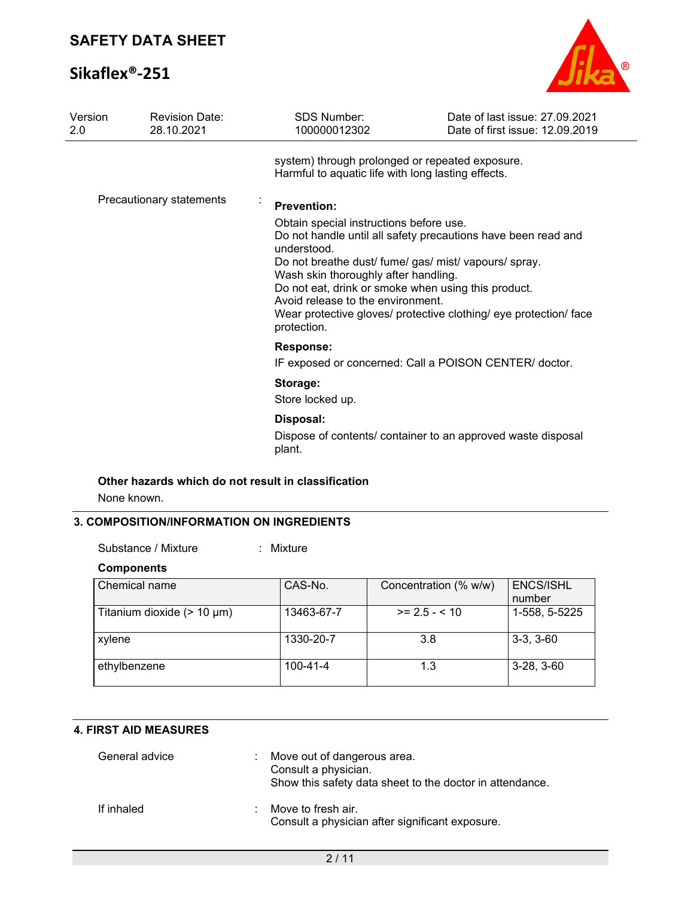system) through prolonged or repeated exposure.
Harmful to aquatic life with long lasting effects.

Precautionary statements :

**Prevention:**

Obtain special instructions before use.
Do not handle until all safety precautions have been read and understood.
Do not breathe dust/ fume/ gas/ mist/ vapours/ spray.
Wash skin thoroughly after handling.
Do not eat, drink or smoke when using this product.
Avoid release to the environment.
Wear protective gloves/ protective clothing/ eye protection/ face protection.

**Response:**

IF exposed or concerned: Call a POISON CENTER/ doctor.

**Storage:**

Store locked up.

**Disposal:**

Dispose of contents/ container to an approved waste disposal plant.

**Other hazards which do not result in classification**

None known.

## 3. COMPOSITION/INFORMATION ON INGREDIENTS

Substance / Mixture : Mixture

**Components**

| Chemical name | CAS-No. | Concentration (% w/w) | ENCS/ISHL number |
|---|---|---|---|
| Titanium dioxide (> 10 µm) | 13463-67-7 | >= 2.5 - < 10 | 1-558, 5-5225 |
| xylene | 1330-20-7 | 3.8 | 3-3, 3-60 |
| ethylbenzene | 100-41-4 | 1.3 | 3-28, 3-60 |

## 4. FIRST AID MEASURES

General advice : Move out of dangerous area.
Consult a physician.
Show this safety data sheet to the doctor in attendance.

If inhaled : Move to fresh air.
Consult a physician after significant exposure.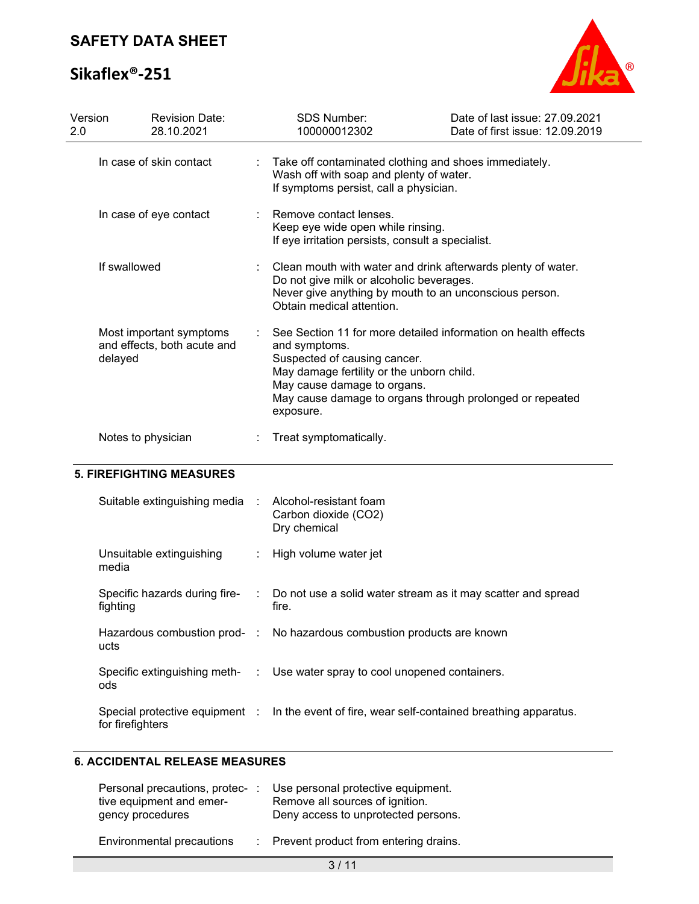| | | |
|---|---|---|
| In case of skin contact | : | Take off contaminated clothing and shoes immediately.<br>Wash off with soap and plenty of water.<br>If symptoms persist, call a physician. |
| In case of eye contact | : | Remove contact lenses.<br>Keep eye wide open while rinsing.<br>If eye irritation persists, consult a specialist. |
| If swallowed | : | Clean mouth with water and drink afterwards plenty of water.<br>Do not give milk or alcoholic beverages.<br>Never give anything by mouth to an unconscious person.<br>Obtain medical attention. |
| Most important symptoms and effects, both acute and delayed | : | See Section 11 for more detailed information on health effects and symptoms.<br>Suspected of causing cancer.<br>May damage fertility or the unborn child.<br>May cause damage to organs.<br>May cause damage to organs through prolonged or repeated exposure. |
| Notes to physician | : | Treat symptomatically. |

## 5. FIREFIGHTING MEASURES

| | | |
|---|---|---|
| Suitable extinguishing media | : | Alcohol-resistant foam<br>Carbon dioxide ($CO_2$)<br>Dry chemical |
| Unsuitable extinguishing media | : | High volume water jet |
| Specific hazards during fire-fighting | : | Do not use a solid water stream as it may scatter and spread fire. |
| Hazardous combustion products | : | No hazardous combustion products are known |
| Specific extinguishing methods | : | Use water spray to cool unopened containers. |
| Special protective equipment for firefighters | : | In the event of fire, wear self-contained breathing apparatus. |

## 6. ACCIDENTAL RELEASE MEASURES

| | | |
|---|---|---|
| Personal precautions, protective equipment and emergency procedures | : | Use personal protective equipment.<br>Remove all sources of ignition.<br>Deny access to unprotected persons. |
| Environmental precautions | : | Prevent product from entering drains. |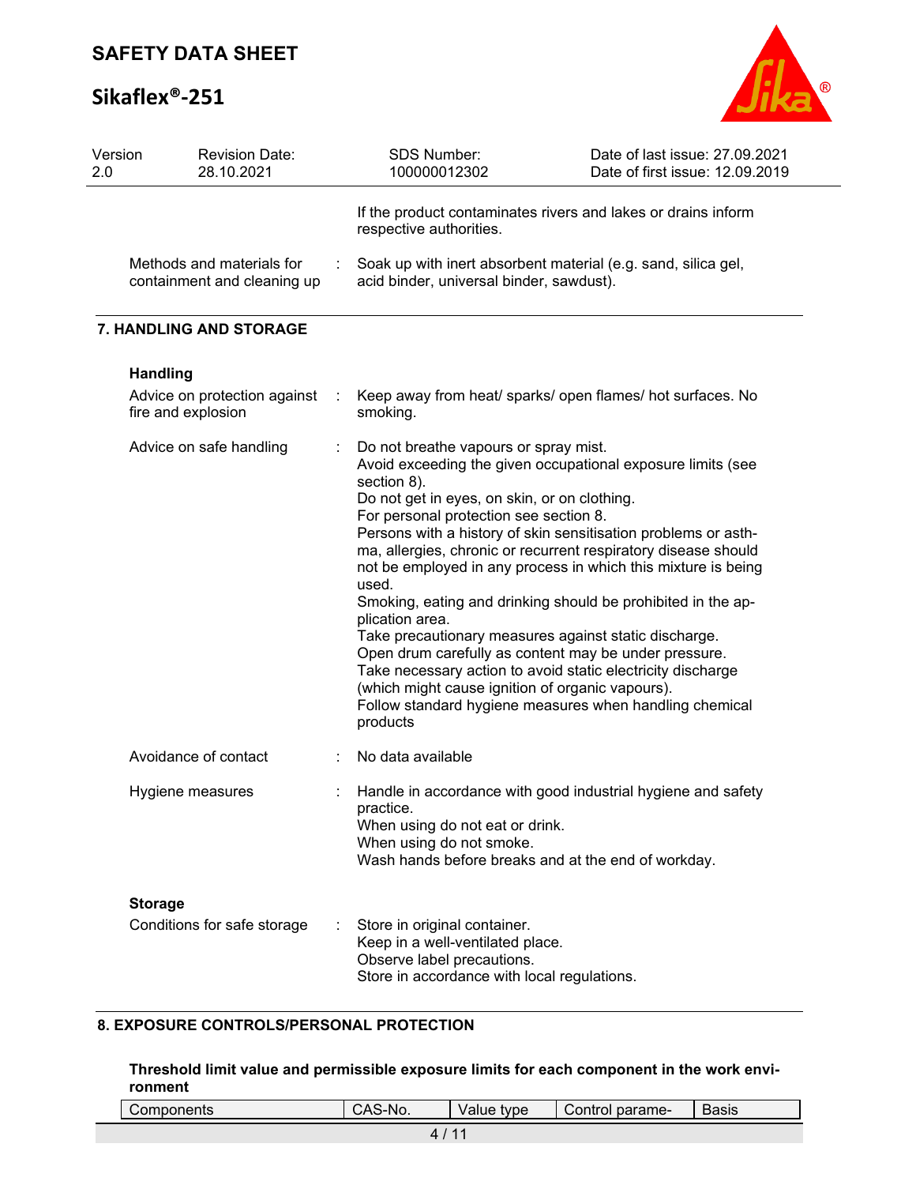If the product contaminates rivers and lakes or drains inform respective authorities.

Methods and materials for containment and cleaning up : Soak up with inert absorbent material (e.g. sand, silica gel, acid binder, universal binder, sawdust).

## 7. HANDLING AND STORAGE

### Handling

Advice on protection against fire and explosion : Keep away from heat/ sparks/ open flames/ hot surfaces. No smoking.

Advice on safe handling : Do not breathe vapours or spray mist.
Avoid exceeding the given occupational exposure limits (see section 8).
Do not get in eyes, on skin, or on clothing.
For personal protection see section 8.
Persons with a history of skin sensitisation problems or asthma, allergies, chronic or recurrent respiratory disease should not be employed in any process in which this mixture is being used.
Smoking, eating and drinking should be prohibited in the application area.
Take precautionary measures against static discharge.
Open drum carefully as content may be under pressure.
Take necessary action to avoid static electricity discharge (which might cause ignition of organic vapours).
Follow standard hygiene measures when handling chemical products

Avoidance of contact : No data available

Hygiene measures : Handle in accordance with good industrial hygiene and safety practice.
When using do not eat or drink.
When using do not smoke.
Wash hands before breaks and at the end of workday.

### Storage

Conditions for safe storage : Store in original container.
Keep in a well-ventilated place.
Observe label precautions.
Store in accordance with local regulations.

## 8. EXPOSURE CONTROLS/PERSONAL PROTECTION

**Threshold limit value and permissible exposure limits for each component in the work environment**

| Components | CAS-No. | Value type | Control parame- | Basis |
|---|---|---|---|---|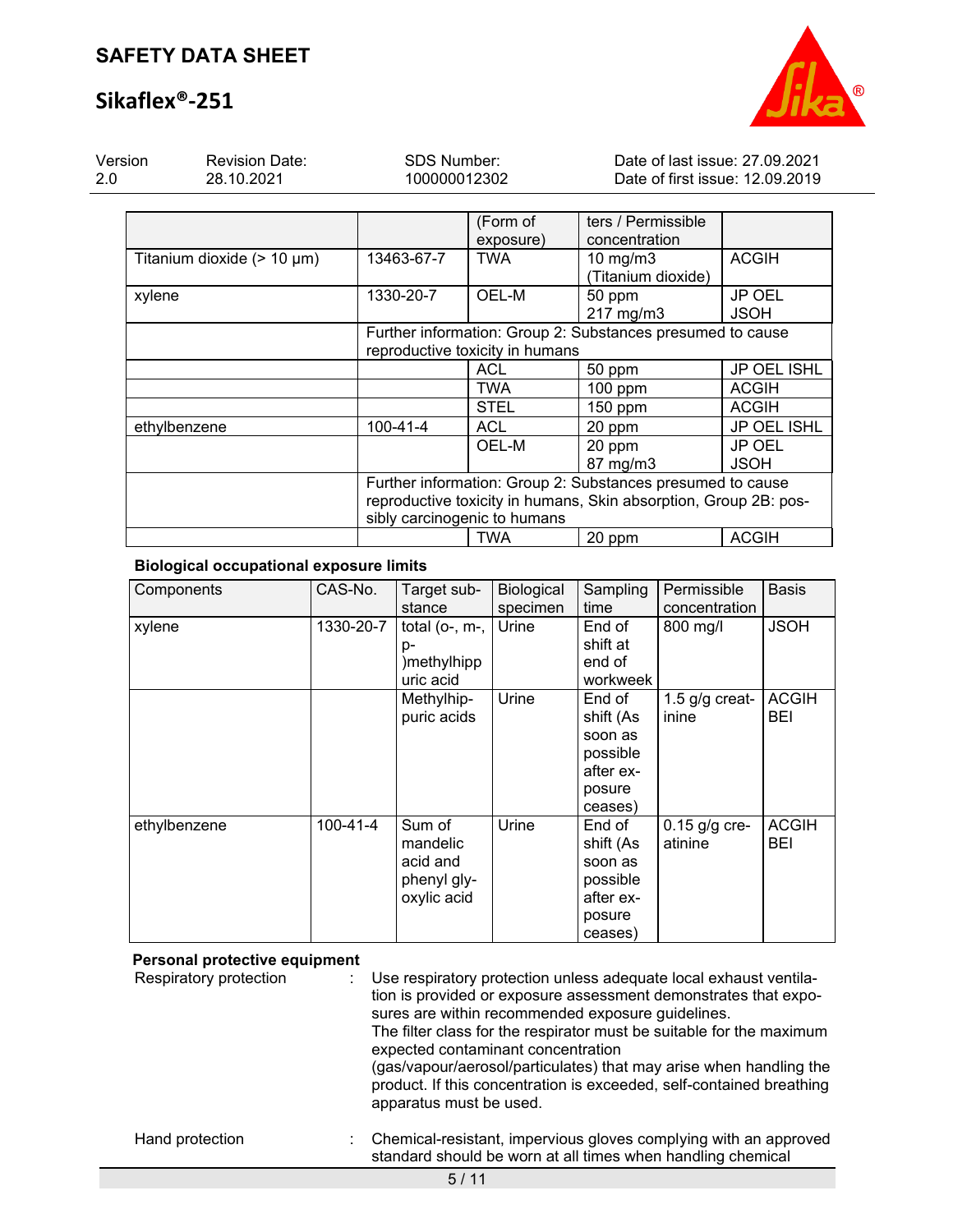| | | (Form of exposure) | ters / Permissible concentration | |
|---|---|---|---|---|
| Titanium dioxide (> 10 µm) | 13463-67-7 | TWA | 10 mg/m3 (Titanium dioxide) | ACGIH |
| xylene | 1330-20-7 | OEL-M | 50 ppm 217 mg/m3 | JP OEL JSOH |
| | Further information: Group 2: Substances presumed to cause reproductive toxicity in humans | | | |
| | | ACL | 50 ppm | JP OEL ISHL |
| | | TWA | 100 ppm | ACGIH |
| | | STEL | 150 ppm | ACGIH |
| ethylbenzene | 100-41-4 | ACL | 20 ppm | JP OEL ISHL |
| | | OEL-M | 20 ppm 87 mg/m3 | JP OEL JSOH |
| | Further information: Group 2: Substances presumed to cause reproductive toxicity in humans, Skin absorption, Group 2B: possibly carcinogenic to humans | | | |
| | | TWA | 20 ppm | ACGIH |

**Biological occupational exposure limits**

| Components | CAS-No. | Target substance | Biological specimen | Sampling time | Permissible concentration | Basis |
|---|---|---|---|---|---|---|
| xylene | 1330-20-7 | total (o-, m-, p-)methylhippuric acid | Urine | End of shift at end of workweek | 800 mg/l | JSOH |
| | | Methylhippuric acids | Urine | End of shift (As soon as possible after exposure ceases) | 1.5 g/g creatinine | ACGIH BEI |
| ethylbenzene | 100-41-4 | Sum of mandelic acid and phenyl glyoxylic acid | Urine | End of shift (As soon as possible after exposure ceases) | 0.15 g/g creatinine | ACGIH BEI |

**Personal protective equipment**

Respiratory protection : Use respiratory protection unless adequate local exhaust ventilation is provided or exposure assessment demonstrates that exposures are within recommended exposure guidelines.
The filter class for the respirator must be suitable for the maximum expected contaminant concentration (gas/vapour/aerosol/particulates) that may arise when handling the product. If this concentration is exceeded, self-contained breathing apparatus must be used.

Hand protection : Chemical-resistant, impervious gloves complying with an approved standard should be worn at all times when handling chemical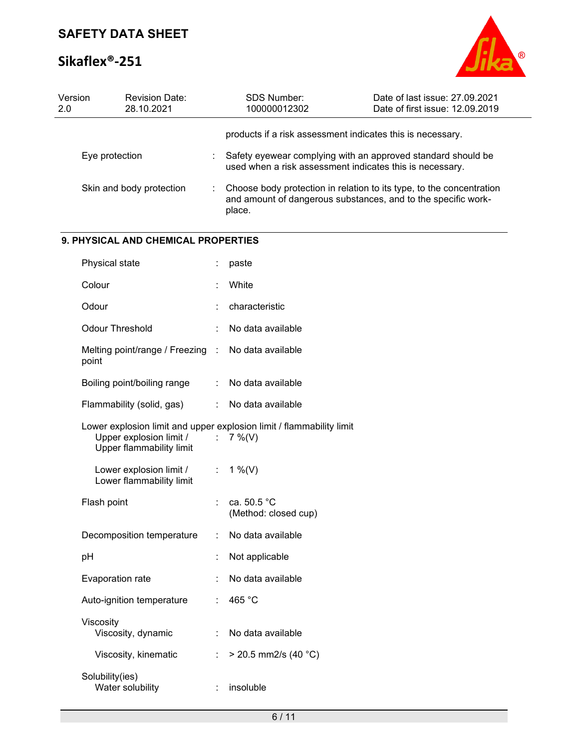products if a risk assessment indicates this is necessary.

| | | |
|---|---|---|
| Eye protection | : | Safety eyewear complying with an approved standard should be used when a risk assessment indicates this is necessary. |
| Skin and body protection | : | Choose body protection in relation to its type, to the concentration and amount of dangerous substances, and to the specific work-place. |

## 9. PHYSICAL AND CHEMICAL PROPERTIES

| | | |
|---|---|---|
| Physical state | : | paste |
| Colour | : | White |
| Odour | : | characteristic |
| Odour Threshold | : | No data available |
| Melting point/range / Freezing point | : | No data available |
| Boiling point/boiling range | : | No data available |
| Flammability (solid, gas) | : | No data available |
| Lower explosion limit and upper explosion limit / flammability limit | | |
| Upper explosion limit / Upper flammability limit | : | 7 %(V) |
| Lower explosion limit / Lower flammability limit | : | 1 %(V) |
| Flash point | : | ca. 50.5 °C (Method: closed cup) |
| Decomposition temperature | : | No data available |
| pH | : | Not applicable |
| Evaporation rate | : | No data available |
| Auto-ignition temperature | : | 465 °C |
| Viscosity | | |
| Viscosity, dynamic | : | No data available |
| Viscosity, kinematic | : | > 20.5 mm2/s (40 °C) |
| Solubility(ies) | | |
| Water solubility | : | insoluble |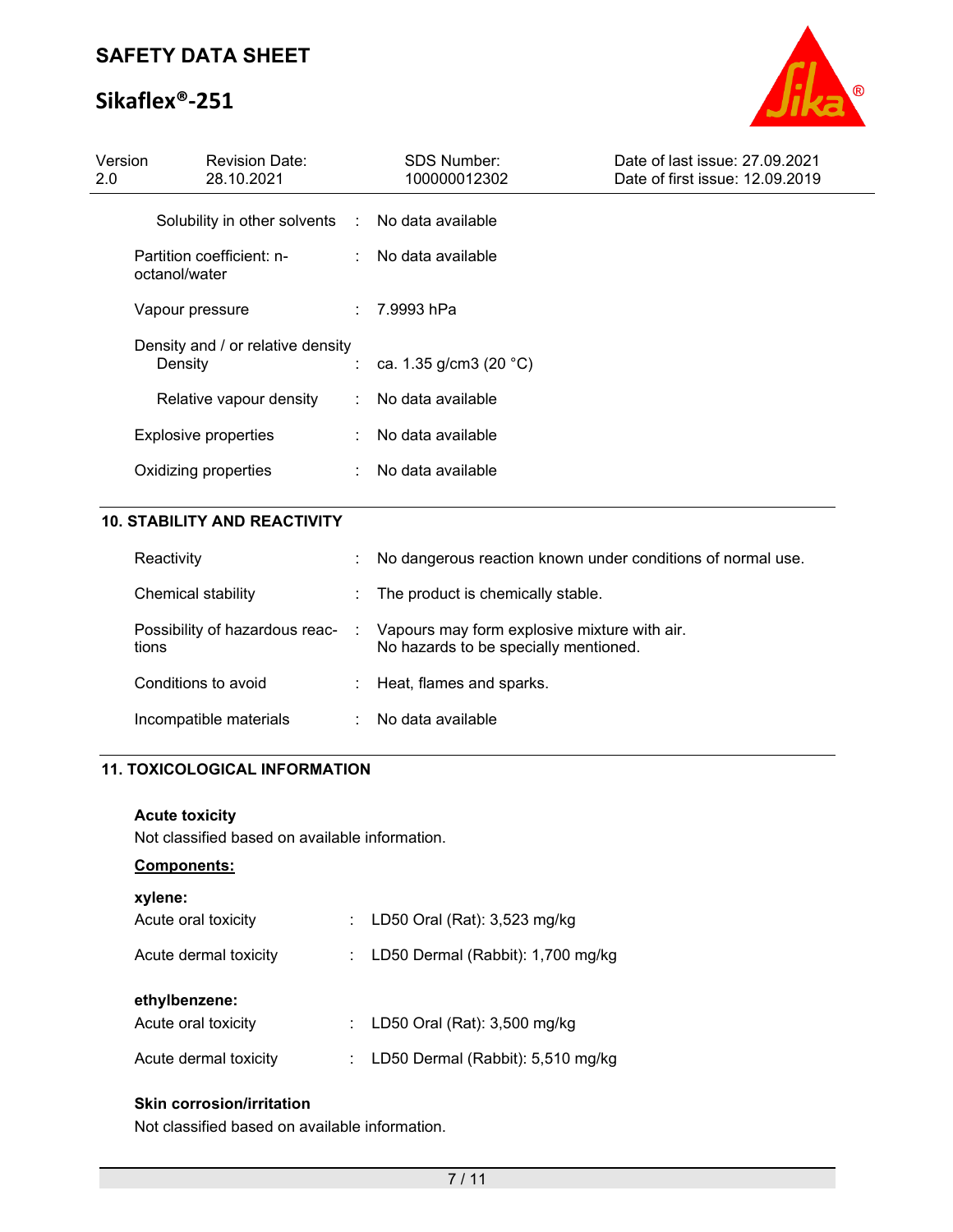| | | |
|---|---|---|
| Solubility in other solvents | : | No data available |
| Partition coefficient: n-octanol/water | : | No data available |
| Vapour pressure | : | 7.9993 hPa |
| Density and / or relative density | | |
| Density | : | ca. 1.35 g/cm3 (20 °C) |
| Relative vapour density | : | No data available |
| Explosive properties | : | No data available |
| Oxidizing properties | : | No data available |

## 10. STABILITY AND REACTIVITY

| | | |
|---|---|---|
| Reactivity | : | No dangerous reaction known under conditions of normal use. |
| Chemical stability | : | The product is chemically stable. |
| Possibility of hazardous reactions | : | Vapours may form explosive mixture with air.<br>No hazards to be specially mentioned. |
| Conditions to avoid | : | Heat, flames and sparks. |
| Incompatible materials | : | No data available |

## 11. TOXICOLOGICAL INFORMATION

**Acute toxicity**

Not classified based on available information.

**Components:**

**xylene:**

| | | |
|---|---|---|
| Acute oral toxicity | : | LD50 Oral (Rat): 3,523 mg/kg |
| Acute dermal toxicity | : | LD50 Dermal (Rabbit): 1,700 mg/kg |

**ethylbenzene:**

| | | |
|---|---|---|
| Acute oral toxicity | : | LD50 Oral (Rat): 3,500 mg/kg |
| Acute dermal toxicity | : | LD50 Dermal (Rabbit): 5,510 mg/kg |

**Skin corrosion/irritation**

Not classified based on available information.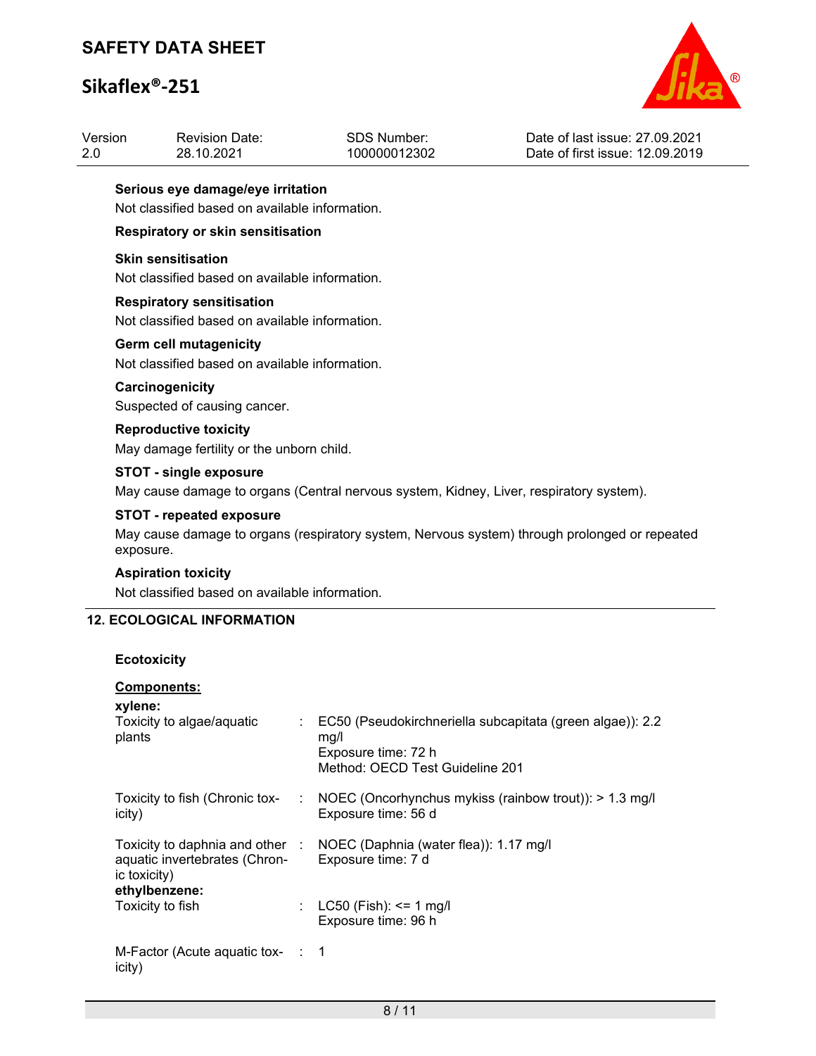**Serious eye damage/eye irritation**

Not classified based on available information.

**Respiratory or skin sensitisation**

**Skin sensitisation**

Not classified based on available information.

**Respiratory sensitisation**

Not classified based on available information.

**Germ cell mutagenicity**

Not classified based on available information.

**Carcinogenicity**

Suspected of causing cancer.

**Reproductive toxicity**

May damage fertility or the unborn child.

**STOT - single exposure**

May cause damage to organs (Central nervous system, Kidney, Liver, respiratory system).

**STOT - repeated exposure**

May cause damage to organs (respiratory system, Nervous system) through prolonged or repeated exposure.

**Aspiration toxicity**

Not classified based on available information.

## 12. ECOLOGICAL INFORMATION

**Ecotoxicity**

**Components:**

**xylene:**

| | | |
|---|---|---|
| Toxicity to algae/aquatic plants | : | EC50 (Pseudokirchneriella subcapitata (green algae)): 2.2 mg/l<br>Exposure time: 72 h<br>Method: OECD Test Guideline 201 |
| Toxicity to fish (Chronic toxicity) | : | NOEC (Oncorhynchus mykiss (rainbow trout)): > 1.3 mg/l<br>Exposure time: 56 d |
| Toxicity to daphnia and other aquatic invertebrates (Chronic toxicity) | : | NOEC (Daphnia (water flea)): 1.17 mg/l<br>Exposure time: 7 d |

**ethylbenzene:**

| | | |
|---|---|---|
| Toxicity to fish | : | LC50 (Fish): <= 1 mg/l<br>Exposure time: 96 h |
| M-Factor (Acute aquatic toxicity) | : | 1 |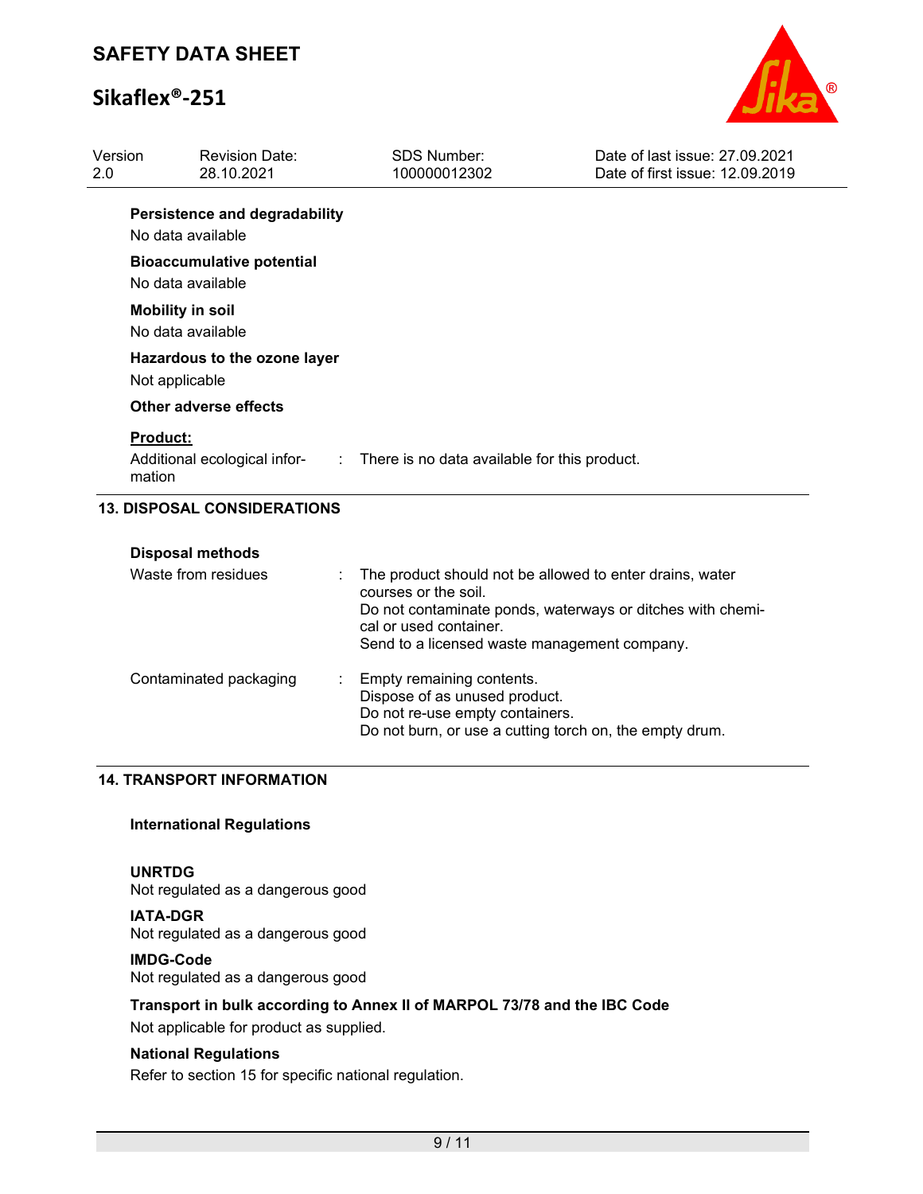**Persistence and degradability**

No data available

**Bioaccumulative potential**

No data available

**Mobility in soil**

No data available

**Hazardous to the ozone layer**

Not applicable

**Other adverse effects**

**Product:**

Additional ecological information : There is no data available for this product.

## 13. DISPOSAL CONSIDERATIONS

**Disposal methods**

| | |
|---|---|
| Waste from residues | : The product should not be allowed to enter drains, water courses or the soil. Do not contaminate ponds, waterways or ditches with chemical or used container. Send to a licensed waste management company. |
| Contaminated packaging | : Empty remaining contents. Dispose of as unused product. Do not re-use empty containers. Do not burn, or use a cutting torch on, the empty drum. |

## 14. TRANSPORT INFORMATION

**International Regulations**

**UNRTDG**

Not regulated as a dangerous good

**IATA-DGR**

Not regulated as a dangerous good

**IMDG-Code**

Not regulated as a dangerous good

**Transport in bulk according to Annex II of MARPOL 73/78 and the IBC Code**

Not applicable for product as supplied.

**National Regulations**

Refer to section 15 for specific national regulation.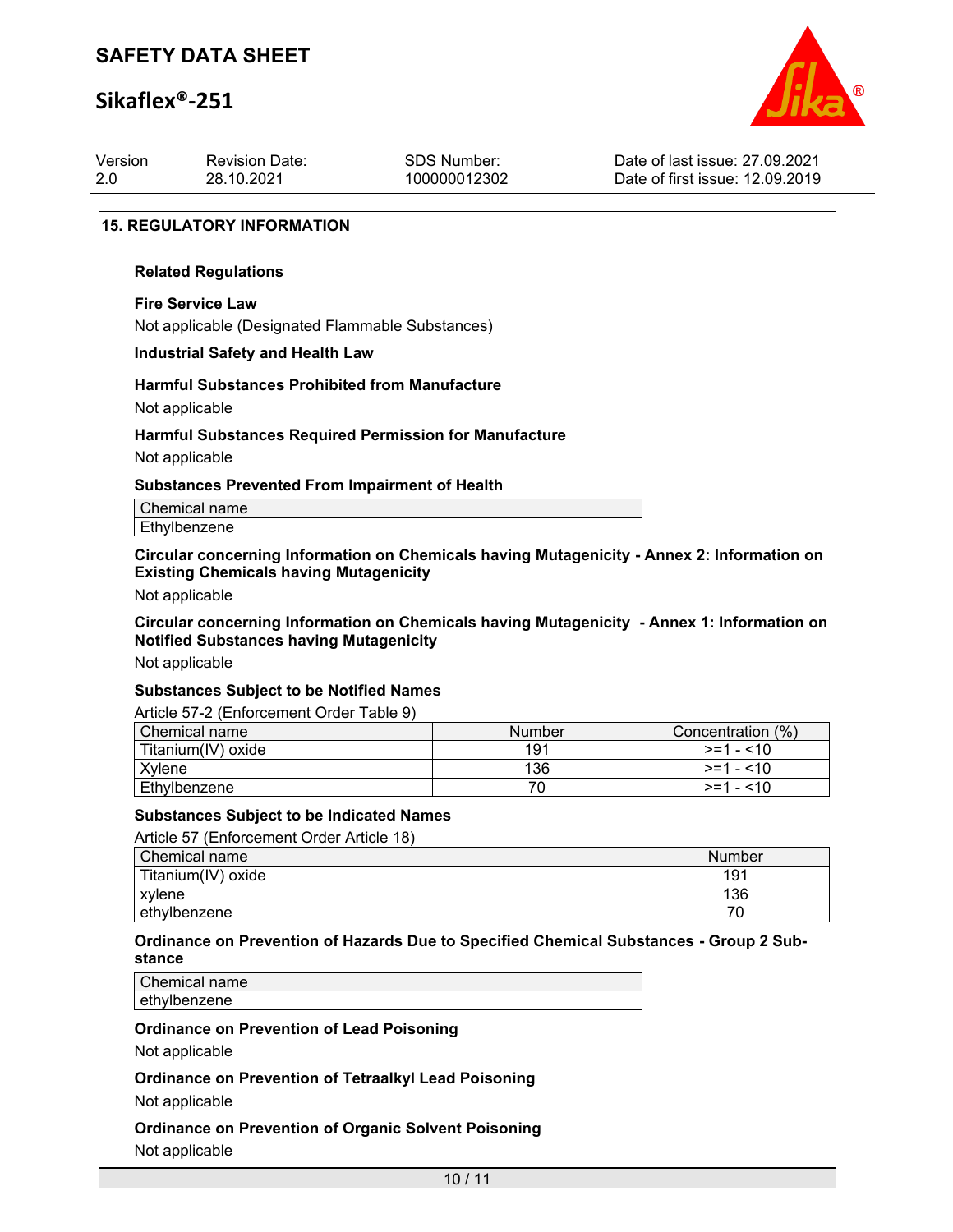## 15. REGULATORY INFORMATION

### Related Regulations

**Fire Service Law**

Not applicable (Designated Flammable Substances)

**Industrial Safety and Health Law**

**Harmful Substances Prohibited from Manufacture**

Not applicable

**Harmful Substances Required Permission for Manufacture**

Not applicable

**Substances Prevented From Impairment of Health**

| Chemical name |
|---|
| Ethylbenzene |

**Circular concerning Information on Chemicals having Mutagenicity - Annex 2: Information on Existing Chemicals having Mutagenicity**

Not applicable

**Circular concerning Information on Chemicals having Mutagenicity - Annex 1: Information on Notified Substances having Mutagenicity**

Not applicable

**Substances Subject to be Notified Names**

Article 57-2 (Enforcement Order Table 9)

| Chemical name | Number | Concentration (%) |
|---|---|---|
| Titanium(IV) oxide | 191 | >=1 - <10 |
| Xylene | 136 | >=1 - <10 |
| Ethylbenzene | 70 | >=1 - <10 |

**Substances Subject to be Indicated Names**

Article 57 (Enforcement Order Article 18)

| Chemical name | Number |
|---|---|
| Titanium(IV) oxide | 191 |
| xylene | 136 |
| ethylbenzene | 70 |

**Ordinance on Prevention of Hazards Due to Specified Chemical Substances - Group 2 Substance**

| Chemical name |
|---|
| ethylbenzene |

**Ordinance on Prevention of Lead Poisoning**

Not applicable

**Ordinance on Prevention of Tetraalkyl Lead Poisoning**

Not applicable

**Ordinance on Prevention of Organic Solvent Poisoning**

Not applicable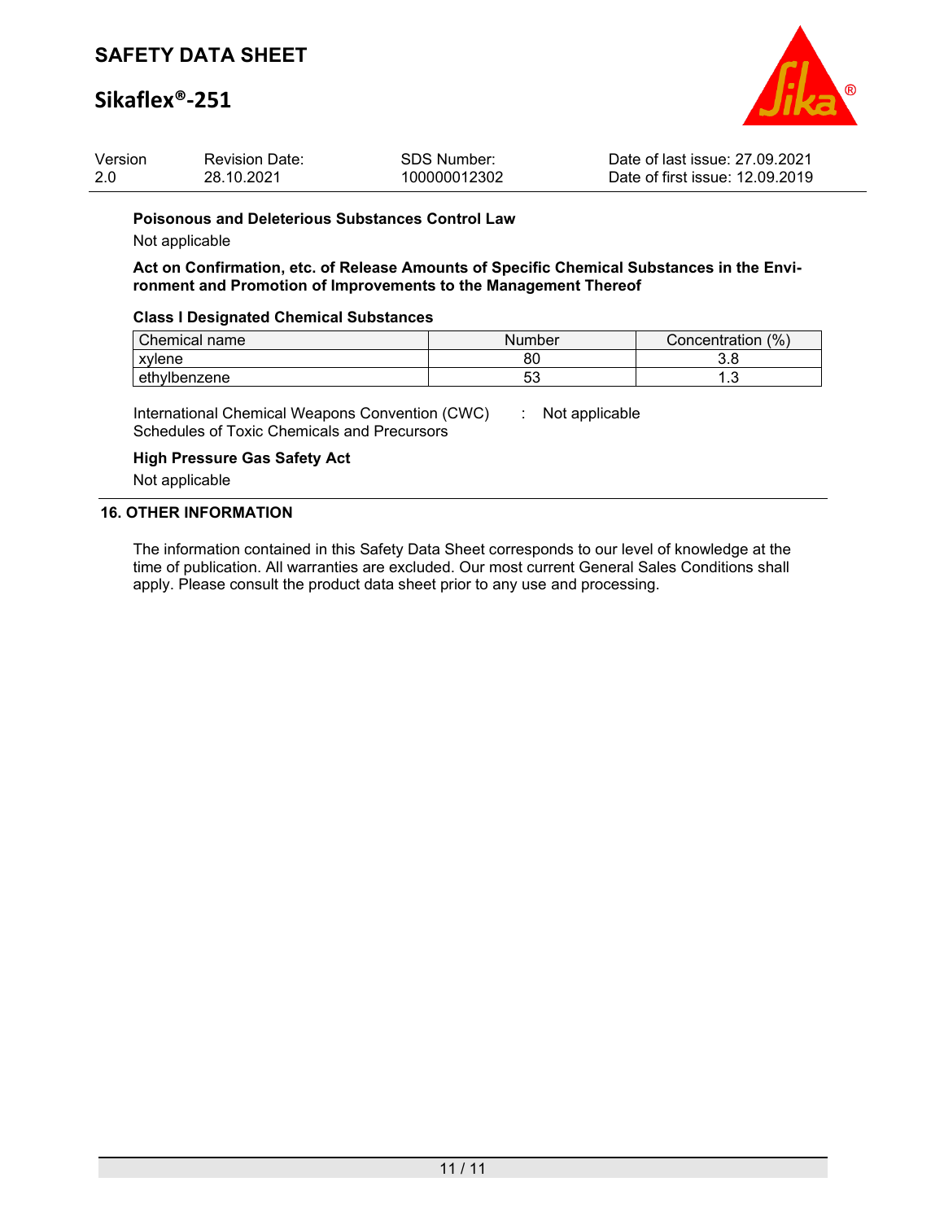**Poisonous and Deleterious Substances Control Law**

Not applicable

**Act on Confirmation, etc. of Release Amounts of Specific Chemical Substances in the Environment and Promotion of Improvements to the Management Thereof**

**Class I Designated Chemical Substances**

| Chemical name | Number | Concentration (%) |
|---|---|---|
| xylene | 80 | 3.8 |
| ethylbenzene | 53 | 1.3 |

International Chemical Weapons Convention (CWC) Schedules of Toxic Chemicals and Precursors : Not applicable

**High Pressure Gas Safety Act**

Not applicable

## 16. OTHER INFORMATION

The information contained in this Safety Data Sheet corresponds to our level of knowledge at the time of publication. All warranties are excluded. Our most current General Sales Conditions shall apply. Please consult the product data sheet prior to any use and processing.